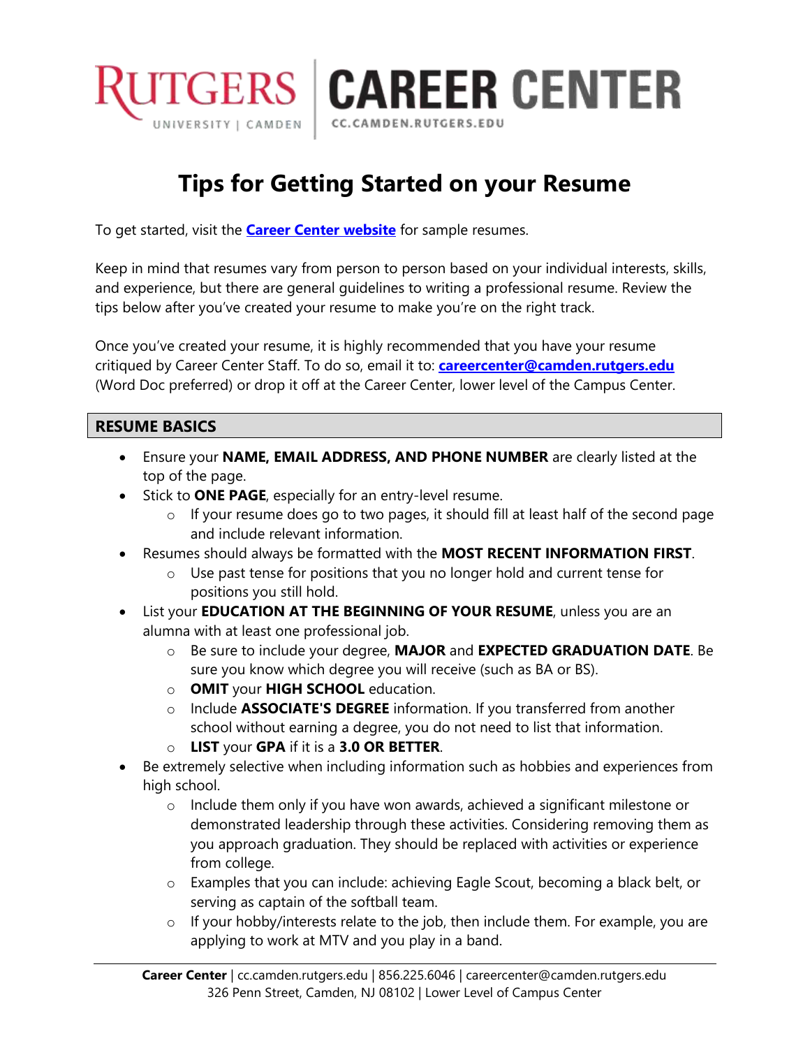RUTGERS UNIVERSITY | CAMDEN | CAREER CENTER CC.CAMDEN.RUTGERS.EDU

# Tips for Getting Started on your Resume

To get started, visit the **Career Center website** for sample resumes.

Keep in mind that resumes vary from person to person based on your individual interests, skills, and experience, but there are general guidelines to writing a professional resume. Review the tips below after you've created your resume to make you're on the right track.

Once you've created your resume, it is highly recommended that you have your resume critiqued by Career Center Staff. To do so, email it to: **careercenter@camden.rutgers.edu** (Word Doc preferred) or drop it off at the Career Center, lower level of the Campus Center.

## RESUME BASICS

- Ensure your **NAME, EMAIL ADDRESS, AND PHONE NUMBER** are clearly listed at the top of the page.
- Stick to **ONE PAGE**, especially for an entry-level resume.
  - If your resume does go to two pages, it should fill at least half of the second page and include relevant information.
- Resumes should always be formatted with the **MOST RECENT INFORMATION FIRST**.
  - Use past tense for positions that you no longer hold and current tense for positions you still hold.
- List your **EDUCATION AT THE BEGINNING OF YOUR RESUME**, unless you are an alumna with at least one professional job.
  - Be sure to include your degree, **MAJOR** and **EXPECTED GRADUATION DATE**. Be sure you know which degree you will receive (such as BA or BS).
  - **OMIT** your **HIGH SCHOOL** education.
  - Include **ASSOCIATE'S DEGREE** information. If you transferred from another school without earning a degree, you do not need to list that information.
  - **LIST** your **GPA** if it is a **3.0 OR BETTER**.
- Be extremely selective when including information such as hobbies and experiences from high school.
  - Include them only if you have won awards, achieved a significant milestone or demonstrated leadership through these activities. Considering removing them as you approach graduation. They should be replaced with activities or experience from college.
  - Examples that you can include: achieving Eagle Scout, becoming a black belt, or serving as captain of the softball team.
  - If your hobby/interests relate to the job, then include them. For example, you are applying to work at MTV and you play in a band.

**Career Center** | cc.camden.rutgers.edu | 856.225.6046 | careercenter@camden.rutgers.edu
326 Penn Street, Camden, NJ 08102 | Lower Level of Campus Center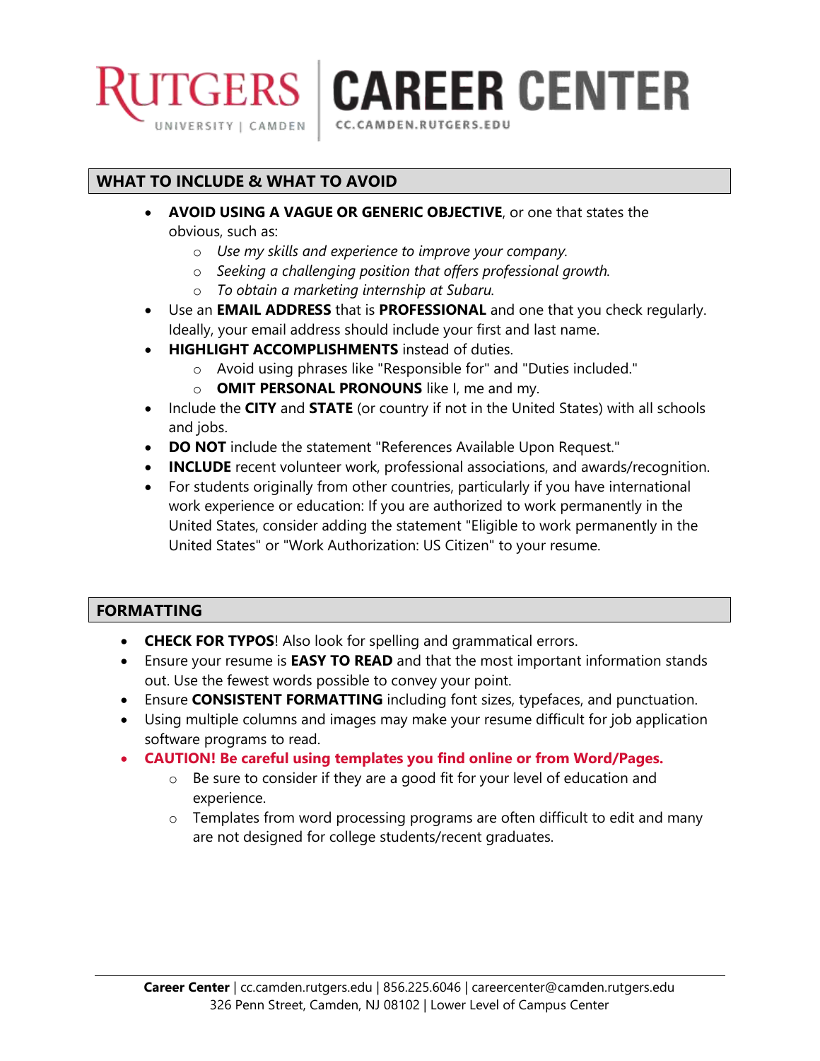## WHAT TO INCLUDE & WHAT TO AVOID

- **AVOID USING A VAGUE OR GENERIC OBJECTIVE**, or one that states the obvious, such as:
  - *Use my skills and experience to improve your company.*
  - *Seeking a challenging position that offers professional growth.*
  - *To obtain a marketing internship at Subaru.*
- Use an **EMAIL ADDRESS** that is **PROFESSIONAL** and one that you check regularly. Ideally, your email address should include your first and last name.
- **HIGHLIGHT ACCOMPLISHMENTS** instead of duties.
  - Avoid using phrases like "Responsible for" and "Duties included."
  - **OMIT PERSONAL PRONOUNS** like I, me and my.
- Include the **CITY** and **STATE** (or country if not in the United States) with all schools and jobs.
- **DO NOT** include the statement "References Available Upon Request."
- **INCLUDE** recent volunteer work, professional associations, and awards/recognition.
- For students originally from other countries, particularly if you have international work experience or education: If you are authorized to work permanently in the United States, consider adding the statement "Eligible to work permanently in the United States" or "Work Authorization: US Citizen" to your resume.

## FORMATTING

- **CHECK FOR TYPOS**! Also look for spelling and grammatical errors.
- Ensure your resume is **EASY TO READ** and that the most important information stands out. Use the fewest words possible to convey your point.
- Ensure **CONSISTENT FORMATTING** including font sizes, typefaces, and punctuation.
- Using multiple columns and images may make your resume difficult for job application software programs to read.
- **CAUTION! Be careful using templates you find online or from Word/Pages.**
  - Be sure to consider if they are a good fit for your level of education and experience.
  - Templates from word processing programs are often difficult to edit and many are not designed for college students/recent graduates.